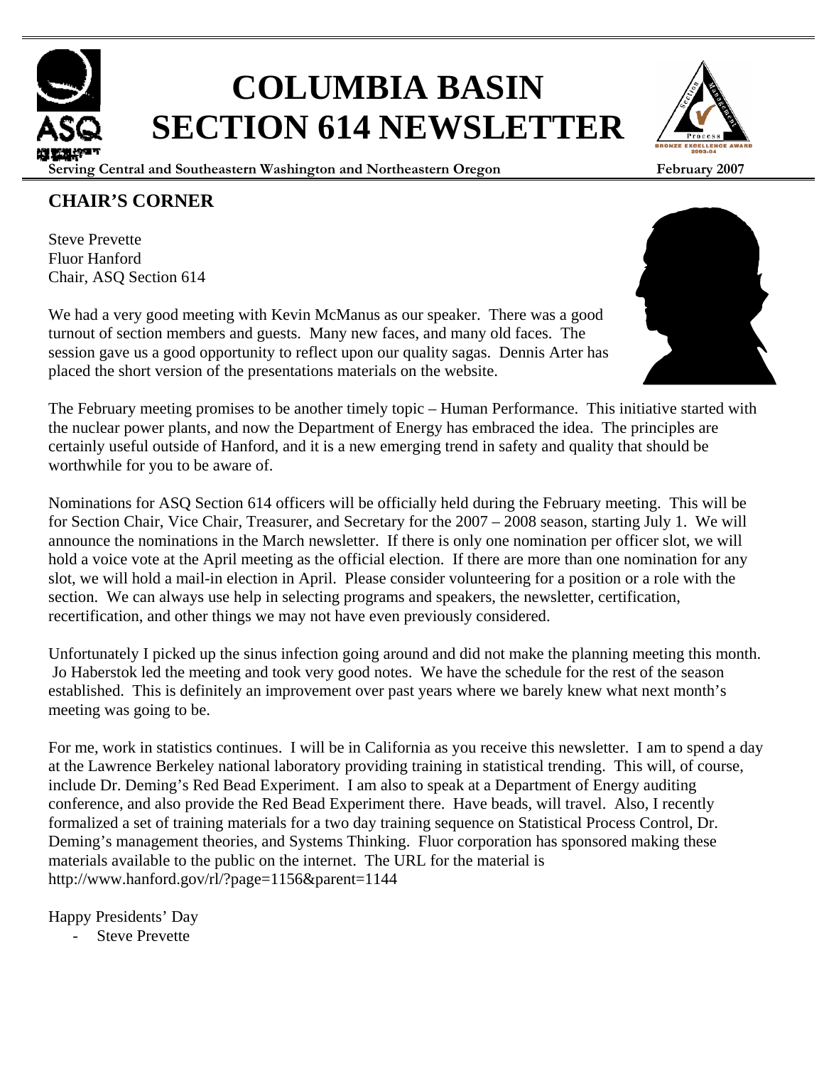# COLUMBIA BASIN SECTION 614 NEWSLETTER

**Serving Central and Southeastern Washington and Northeastern Oregon** **February 2007**

## CHAIR'S CORNER

Steve Prevette
Fluor Hanford
Chair, ASQ Section 614

We had a very good meeting with Kevin McManus as our speaker. There was a good turnout of section members and guests. Many new faces, and many old faces. The session gave us a good opportunity to reflect upon our quality sagas. Dennis Arter has placed the short version of the presentations materials on the website.

The February meeting promises to be another timely topic – Human Performance. This initiative started with the nuclear power plants, and now the Department of Energy has embraced the idea. The principles are certainly useful outside of Hanford, and it is a new emerging trend in safety and quality that should be worthwhile for you to be aware of.

Nominations for ASQ Section 614 officers will be officially held during the February meeting. This will be for Section Chair, Vice Chair, Treasurer, and Secretary for the 2007 – 2008 season, starting July 1. We will announce the nominations in the March newsletter. If there is only one nomination per officer slot, we will hold a voice vote at the April meeting as the official election. If there are more than one nomination for any slot, we will hold a mail-in election in April. Please consider volunteering for a position or a role with the section. We can always use help in selecting programs and speakers, the newsletter, certification, recertification, and other things we may not have even previously considered.

Unfortunately I picked up the sinus infection going around and did not make the planning meeting this month. Jo Haberstok led the meeting and took very good notes. We have the schedule for the rest of the season established. This is definitely an improvement over past years where we barely knew what next month's meeting was going to be.

For me, work in statistics continues. I will be in California as you receive this newsletter. I am to spend a day at the Lawrence Berkeley national laboratory providing training in statistical trending. This will, of course, include Dr. Deming's Red Bead Experiment. I am also to speak at a Department of Energy auditing conference, and also provide the Red Bead Experiment there. Have beads, will travel. Also, I recently formalized a set of training materials for a two day training sequence on Statistical Process Control, Dr. Deming's management theories, and Systems Thinking. Fluor corporation has sponsored making these materials available to the public on the internet. The URL for the material is http://www.hanford.gov/rl/?page=1156&parent=1144

Happy Presidents' Day

- Steve Prevette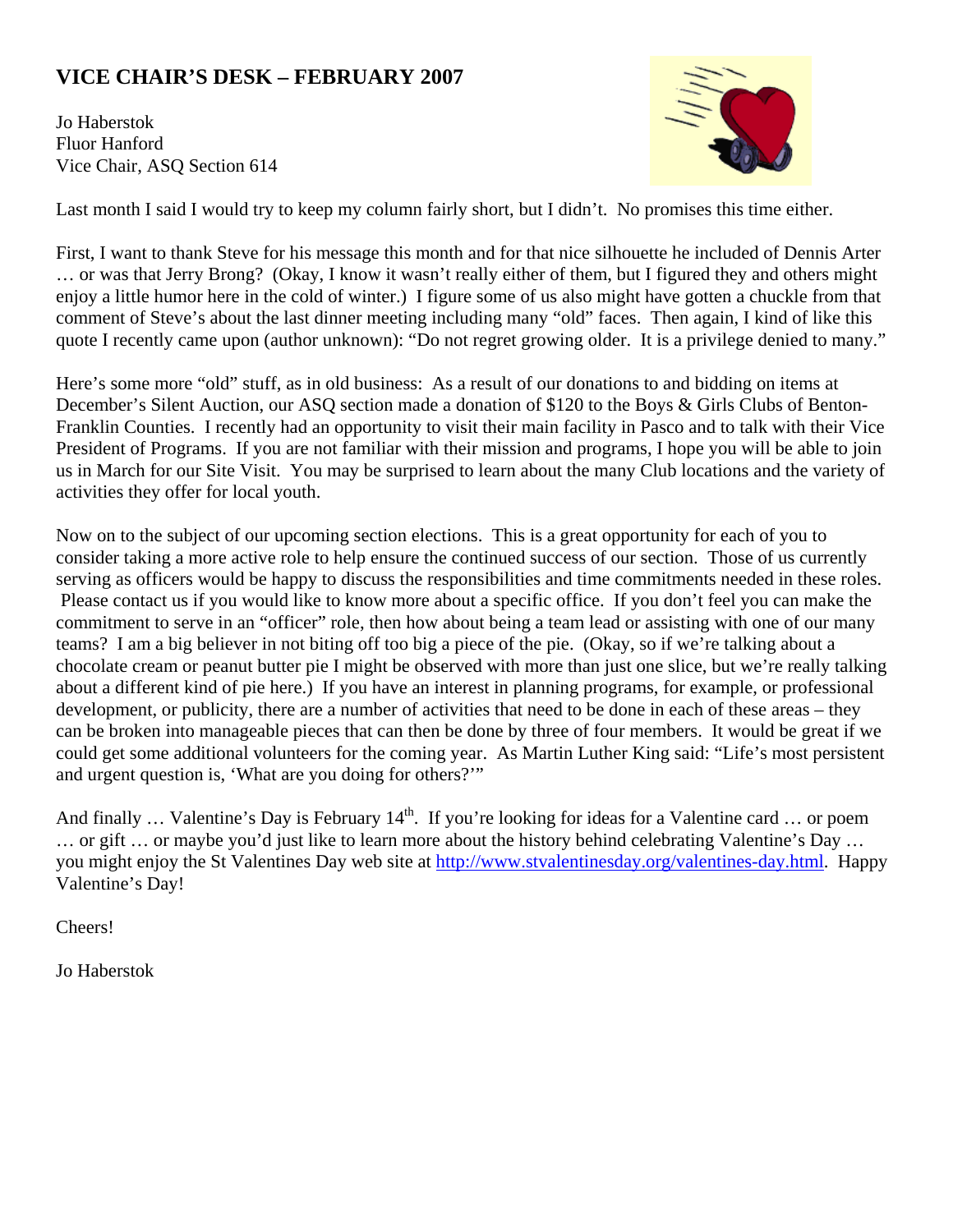# VICE CHAIR'S DESK – FEBRUARY 2007

Jo Haberstok
Fluor Hanford
Vice Chair, ASQ Section 614

Last month I said I would try to keep my column fairly short, but I didn't. No promises this time either.

First, I want to thank Steve for his message this month and for that nice silhouette he included of Dennis Arter … or was that Jerry Brong? (Okay, I know it wasn't really either of them, but I figured they and others might enjoy a little humor here in the cold of winter.) I figure some of us also might have gotten a chuckle from that comment of Steve's about the last dinner meeting including many "old" faces. Then again, I kind of like this quote I recently came upon (author unknown): "Do not regret growing older. It is a privilege denied to many."

Here's some more "old" stuff, as in old business: As a result of our donations to and bidding on items at December's Silent Auction, our ASQ section made a donation of $120 to the Boys & Girls Clubs of Benton-Franklin Counties. I recently had an opportunity to visit their main facility in Pasco and to talk with their Vice President of Programs. If you are not familiar with their mission and programs, I hope you will be able to join us in March for our Site Visit. You may be surprised to learn about the many Club locations and the variety of activities they offer for local youth.

Now on to the subject of our upcoming section elections. This is a great opportunity for each of you to consider taking a more active role to help ensure the continued success of our section. Those of us currently serving as officers would be happy to discuss the responsibilities and time commitments needed in these roles. Please contact us if you would like to know more about a specific office. If you don't feel you can make the commitment to serve in an "officer" role, then how about being a team lead or assisting with one of our many teams? I am a big believer in not biting off too big a piece of the pie. (Okay, so if we're talking about a chocolate cream or peanut butter pie I might be observed with more than just one slice, but we're really talking about a different kind of pie here.) If you have an interest in planning programs, for example, or professional development, or publicity, there are a number of activities that need to be done in each of these areas – they can be broken into manageable pieces that can then be done by three of four members. It would be great if we could get some additional volunteers for the coming year. As Martin Luther King said: "Life's most persistent and urgent question is, 'What are you doing for others?'"

And finally … Valentine's Day is February 14th. If you're looking for ideas for a Valentine card … or poem … or gift … or maybe you'd just like to learn more about the history behind celebrating Valentine's Day … you might enjoy the St Valentines Day web site at http://www.stvalentinesday.org/valentines-day.html. Happy Valentine's Day!

Cheers!

Jo Haberstok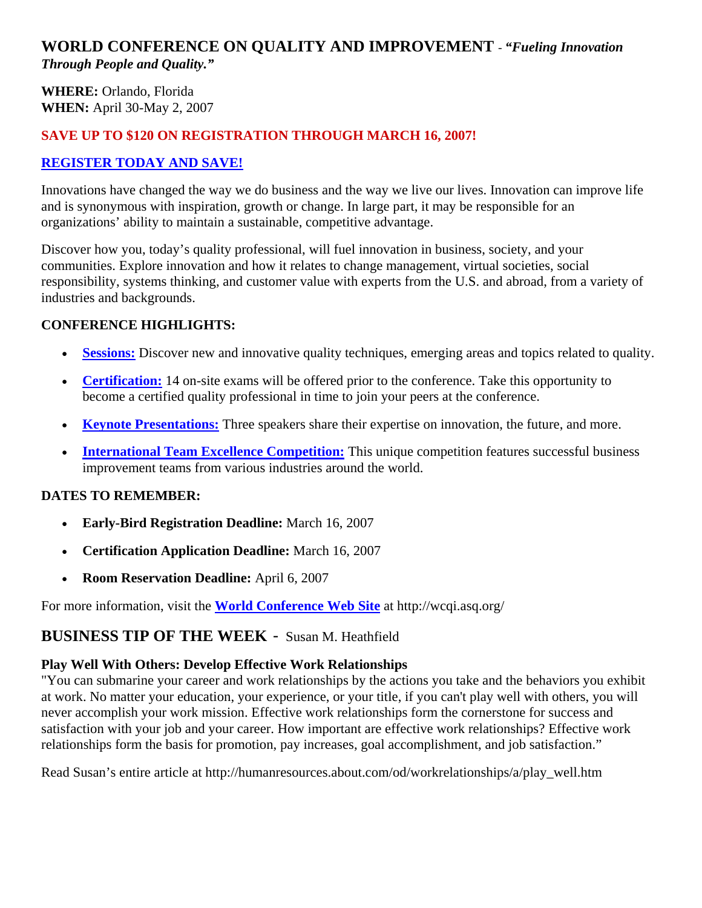## WORLD CONFERENCE ON QUALITY AND IMPROVEMENT - *"Fueling Innovation Through People and Quality."*

**WHERE:** Orlando, Florida
**WHEN:** April 30-May 2, 2007

**SAVE UP TO $120 ON REGISTRATION THROUGH MARCH 16, 2007!**

**REGISTER TODAY AND SAVE!**

Innovations have changed the way we do business and the way we live our lives. Innovation can improve life and is synonymous with inspiration, growth or change. In large part, it may be responsible for an organizations' ability to maintain a sustainable, competitive advantage.

Discover how you, today's quality professional, will fuel innovation in business, society, and your communities. Explore innovation and how it relates to change management, virtual societies, social responsibility, systems thinking, and customer value with experts from the U.S. and abroad, from a variety of industries and backgrounds.

**CONFERENCE HIGHLIGHTS:**

- **Sessions:** Discover new and innovative quality techniques, emerging areas and topics related to quality.
- **Certification:** 14 on-site exams will be offered prior to the conference. Take this opportunity to become a certified quality professional in time to join your peers at the conference.
- **Keynote Presentations:** Three speakers share their expertise on innovation, the future, and more.
- **International Team Excellence Competition:** This unique competition features successful business improvement teams from various industries around the world.

**DATES TO REMEMBER:**

- **Early-Bird Registration Deadline:** March 16, 2007
- **Certification Application Deadline:** March 16, 2007
- **Room Reservation Deadline:** April 6, 2007

For more information, visit the **World Conference Web Site** at http://wcqi.asq.org/

## BUSINESS TIP OF THE WEEK - Susan M. Heathfield

**Play Well With Others: Develop Effective Work Relationships**
"You can submarine your career and work relationships by the actions you take and the behaviors you exhibit at work. No matter your education, your experience, or your title, if you can't play well with others, you will never accomplish your work mission. Effective work relationships form the cornerstone for success and satisfaction with your job and your career. How important are effective work relationships? Effective work relationships form the basis for promotion, pay increases, goal accomplishment, and job satisfaction."

Read Susan's entire article at http://humanresources.about.com/od/workrelationships/a/play_well.htm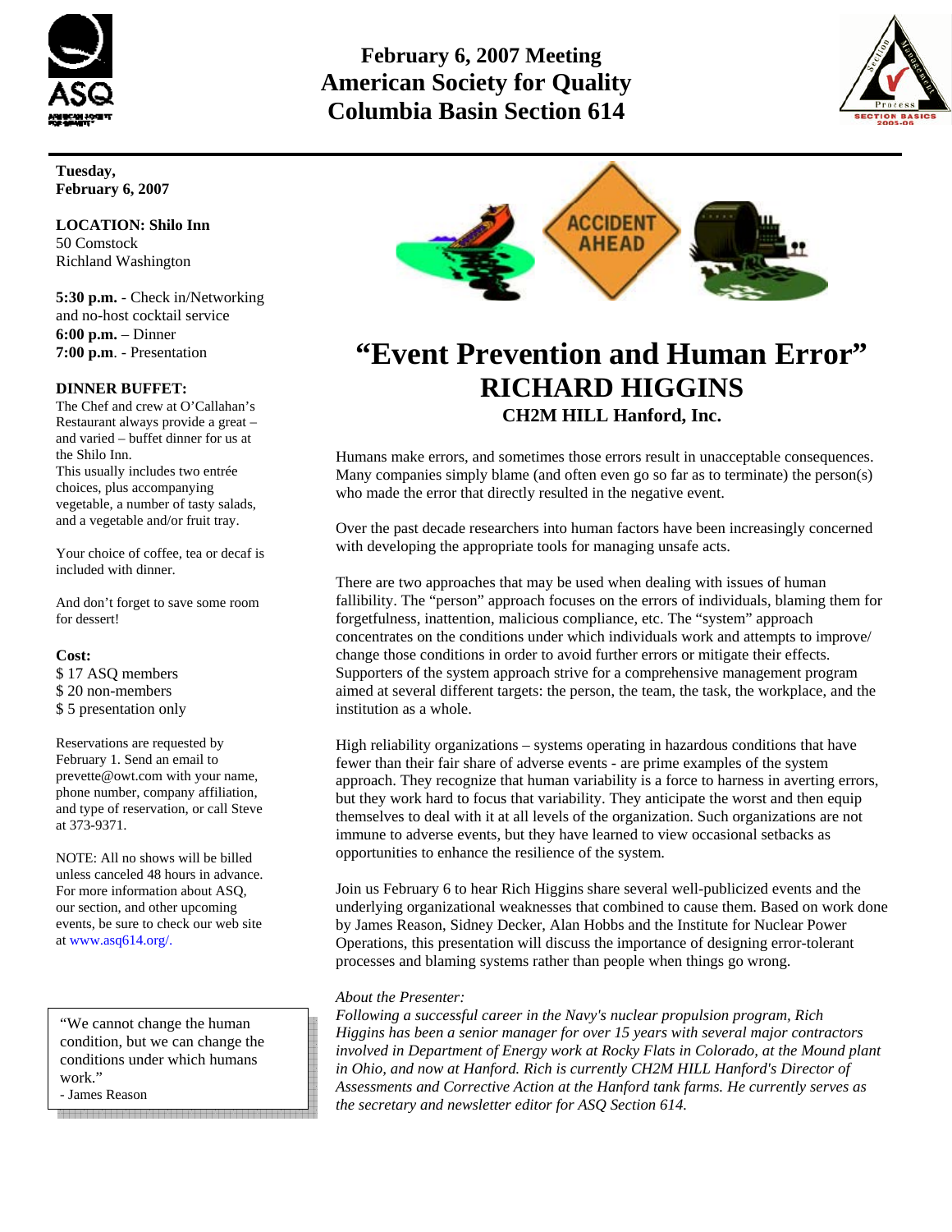# February 6, 2007 Meeting
# American Society for Quality
# Columbia Basin Section 614

**Tuesday, February 6, 2007**

**LOCATION: Shilo Inn**
50 Comstock
Richland Washington

**5:30 p.m.** - Check in/Networking and no-host cocktail service
**6:00 p.m.** – Dinner
**7:00 p.m.** - Presentation

**DINNER BUFFET:**
The Chef and crew at O'Callahan's Restaurant always provide a great – and varied – buffet dinner for us at the Shilo Inn.
This usually includes two entrée choices, plus accompanying vegetable, a number of tasty salads, and a vegetable and/or fruit tray.

Your choice of coffee, tea or decaf is included with dinner.

And don't forget to save some room for dessert!

**Cost:**
$ 17 ASQ members
$ 20 non-members
$ 5 presentation only

Reservations are requested by February 1. Send an email to prevette@owt.com with your name, phone number, company affiliation, and type of reservation, or call Steve at 373-9371.

NOTE: All no shows will be billed unless canceled 48 hours in advance. For more information about ASQ, our section, and other upcoming events, be sure to check our web site at www.asq614.org/.

> "We cannot change the human condition, but we can change the conditions under which humans work."
> - James Reason

## "Event Prevention and Human Error"
## RICHARD HIGGINS
### CH2M HILL Hanford, Inc.

Humans make errors, and sometimes those errors result in unacceptable consequences. Many companies simply blame (and often even go so far as to terminate) the person(s) who made the error that directly resulted in the negative event.

Over the past decade researchers into human factors have been increasingly concerned with developing the appropriate tools for managing unsafe acts.

There are two approaches that may be used when dealing with issues of human fallibility. The "person" approach focuses on the errors of individuals, blaming them for forgetfulness, inattention, malicious compliance, etc. The "system" approach concentrates on the conditions under which individuals work and attempts to improve/ change those conditions in order to avoid further errors or mitigate their effects. Supporters of the system approach strive for a comprehensive management program aimed at several different targets: the person, the team, the task, the workplace, and the institution as a whole.

High reliability organizations – systems operating in hazardous conditions that have fewer than their fair share of adverse events - are prime examples of the system approach. They recognize that human variability is a force to harness in averting errors, but they work hard to focus that variability. They anticipate the worst and then equip themselves to deal with it at all levels of the organization. Such organizations are not immune to adverse events, but they have learned to view occasional setbacks as opportunities to enhance the resilience of the system.

Join us February 6 to hear Rich Higgins share several well-publicized events and the underlying organizational weaknesses that combined to cause them. Based on work done by James Reason, Sidney Decker, Alan Hobbs and the Institute for Nuclear Power Operations, this presentation will discuss the importance of designing error-tolerant processes and blaming systems rather than people when things go wrong.

*About the Presenter:*
*Following a successful career in the Navy's nuclear propulsion program, Rich Higgins has been a senior manager for over 15 years with several major contractors involved in Department of Energy work at Rocky Flats in Colorado, at the Mound plant in Ohio, and now at Hanford. Rich is currently CH2M HILL Hanford's Director of Assessments and Corrective Action at the Hanford tank farms. He currently serves as the secretary and newsletter editor for ASQ Section 614.*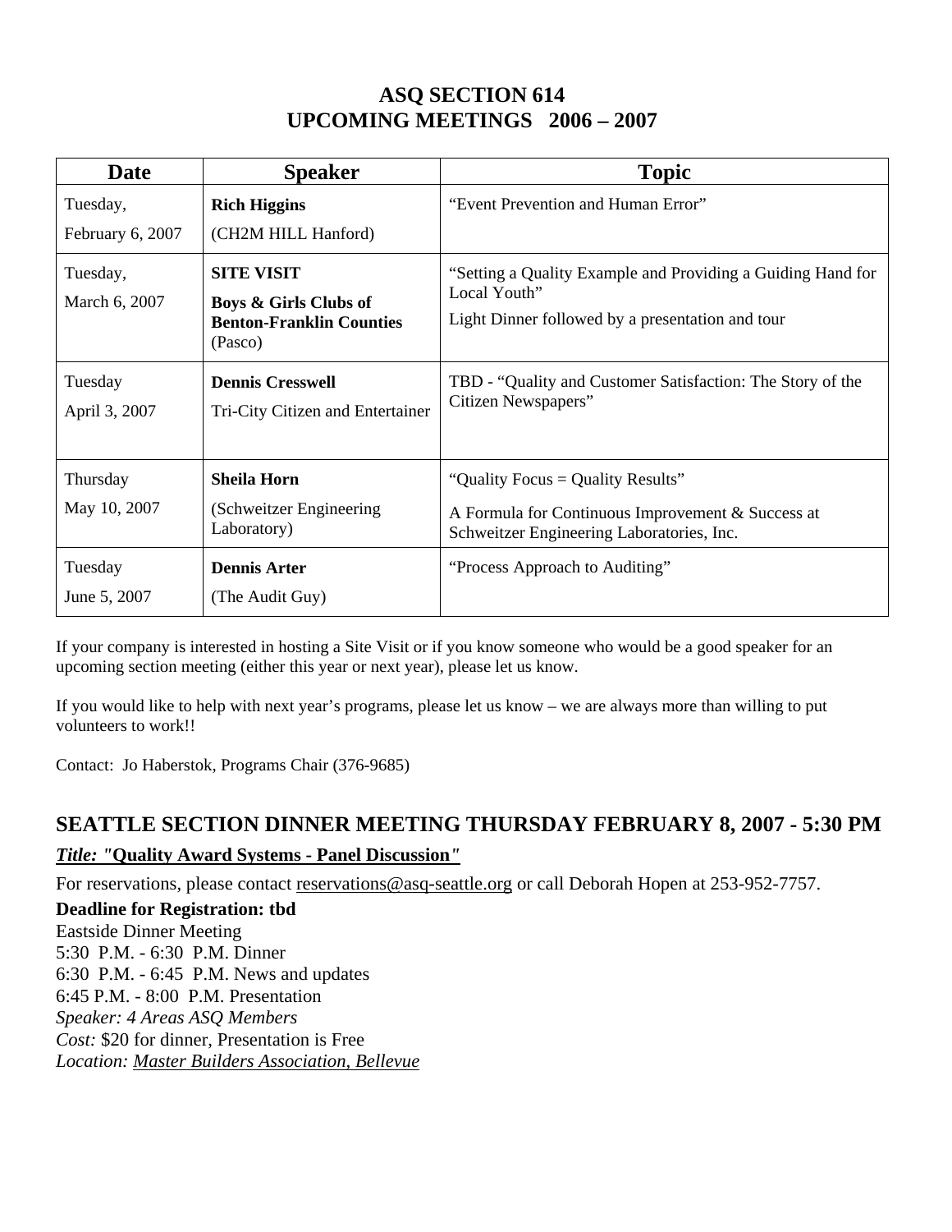# ASQ SECTION 614
# UPCOMING MEETINGS 2006 – 2007

| Date | Speaker | Topic |
| --- | --- | --- |
| Tuesday, February 6, 2007 | **Rich Higgins** (CH2M HILL Hanford) | "Event Prevention and Human Error" |
| Tuesday, March 6, 2007 | **SITE VISIT** **Boys & Girls Clubs of Benton-Franklin Counties** (Pasco) | "Setting a Quality Example and Providing a Guiding Hand for Local Youth" Light Dinner followed by a presentation and tour |
| Tuesday April 3, 2007 | **Dennis Cresswell** Tri-City Citizen and Entertainer | TBD - "Quality and Customer Satisfaction: The Story of the Citizen Newspapers" |
| Thursday May 10, 2007 | **Sheila Horn** (Schweitzer Engineering Laboratory) | "Quality Focus = Quality Results" A Formula for Continuous Improvement & Success at Schweitzer Engineering Laboratories, Inc. |
| Tuesday June 5, 2007 | **Dennis Arter** (The Audit Guy) | "Process Approach to Auditing" |

If your company is interested in hosting a Site Visit or if you know someone who would be a good speaker for an upcoming section meeting (either this year or next year), please let us know.

If you would like to help with next year's programs, please let us know – we are always more than willing to put volunteers to work!!

Contact: Jo Haberstok, Programs Chair (376-9685)

## SEATTLE SECTION DINNER MEETING THURSDAY FEBRUARY 8, 2007 - 5:30 PM

***Title: "*Quality Award Systems - Panel Discussion*"***

For reservations, please contact reservations@asq-seattle.org or call Deborah Hopen at 253-952-7757.

**Deadline for Registration: tbd**

Eastside Dinner Meeting
5:30 P.M. - 6:30 P.M. Dinner
6:30 P.M. - 6:45 P.M. News and updates
6:45 P.M. - 8:00 P.M. Presentation
*Speaker: 4 Areas ASQ Members*
*Cost:* $20 for dinner, Presentation is Free
*Location: Master Builders Association, Bellevue*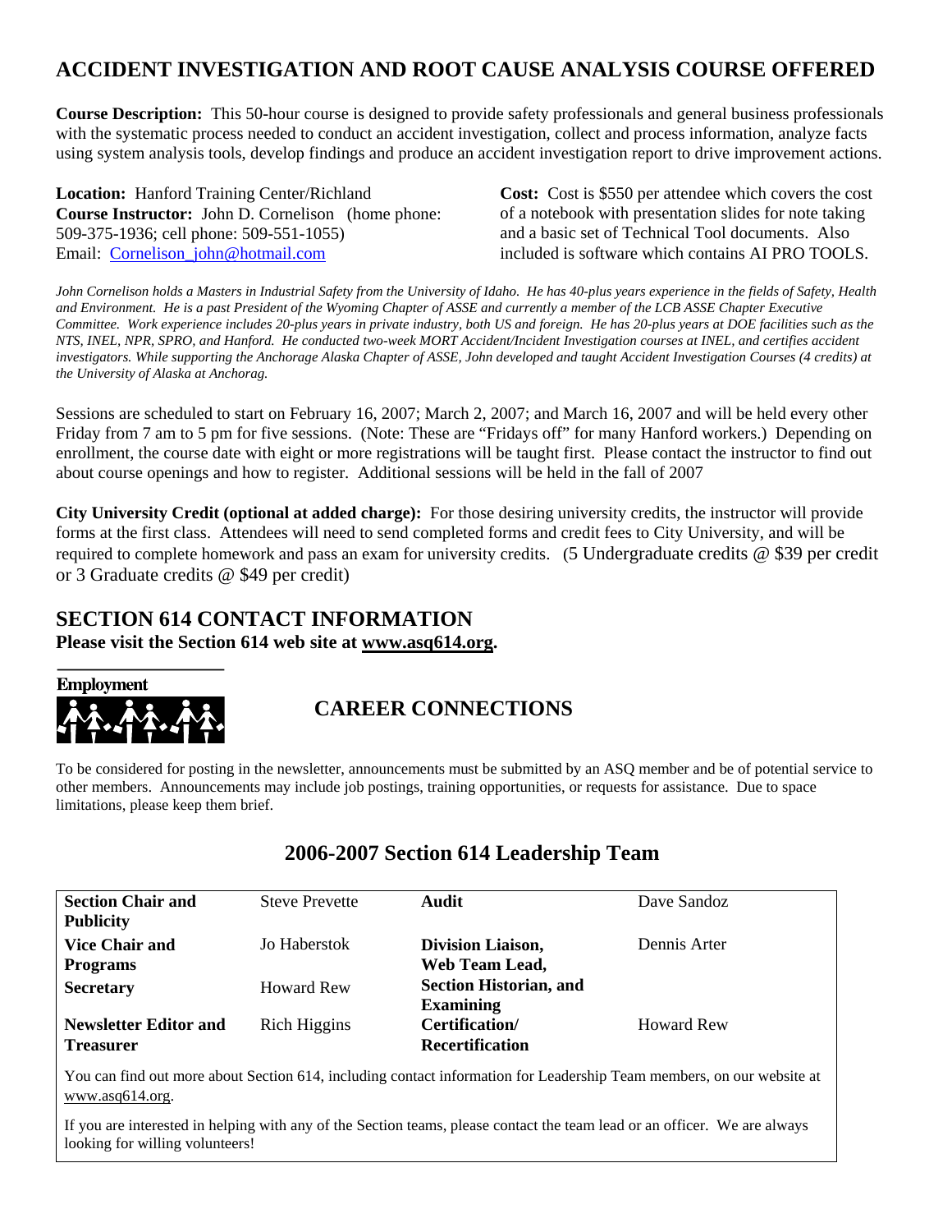## ACCIDENT INVESTIGATION AND ROOT CAUSE ANALYSIS COURSE OFFERED

**Course Description:** This 50-hour course is designed to provide safety professionals and general business professionals with the systematic process needed to conduct an accident investigation, collect and process information, analyze facts using system analysis tools, develop findings and produce an accident investigation report to drive improvement actions.

**Location:** Hanford Training Center/Richland
**Course Instructor:** John D. Cornelison (home phone: 509-375-1936; cell phone: 509-551-1055)
Email: Cornelison_john@hotmail.com

**Cost:** Cost is $550 per attendee which covers the cost of a notebook with presentation slides for note taking and a basic set of Technical Tool documents. Also included is software which contains AI PRO TOOLS.

*John Cornelison holds a Masters in Industrial Safety from the University of Idaho. He has 40-plus years experience in the fields of Safety, Health and Environment. He is a past President of the Wyoming Chapter of ASSE and currently a member of the LCB ASSE Chapter Executive Committee. Work experience includes 20-plus years in private industry, both US and foreign. He has 20-plus years at DOE facilities such as the NTS, INEL, NPR, SPRO, and Hanford. He conducted two-week MORT Accident/Incident Investigation courses at INEL, and certifies accident investigators. While supporting the Anchorage Alaska Chapter of ASSE, John developed and taught Accident Investigation Courses (4 credits) at the University of Alaska at Anchorag.*

Sessions are scheduled to start on February 16, 2007; March 2, 2007; and March 16, 2007 and will be held every other Friday from 7 am to 5 pm for five sessions. (Note: These are "Fridays off" for many Hanford workers.) Depending on enrollment, the course date with eight or more registrations will be taught first. Please contact the instructor to find out about course openings and how to register. Additional sessions will be held in the fall of 2007

**City University Credit (optional at added charge):** For those desiring university credits, the instructor will provide forms at the first class. Attendees will need to send completed forms and credit fees to City University, and will be required to complete homework and pass an exam for university credits. (5 Undergraduate credits @ $39 per credit or 3 Graduate credits @ $49 per credit)

## SECTION 614 CONTACT INFORMATION

**Please visit the Section 614 web site at www.asq614.org.**

**Employment**

## CAREER CONNECTIONS

To be considered for posting in the newsletter, announcements must be submitted by an ASQ member and be of potential service to other members. Announcements may include job postings, training opportunities, or requests for assistance. Due to space limitations, please keep them brief.

## 2006-2007 Section 614 Leadership Team

| Role | Name | Role | Name |
|---|---|---|---|
| **Section Chair and Publicity** | Steve Prevette | **Audit** | Dave Sandoz |
| **Vice Chair and Programs** | Jo Haberstok | **Division Liaison, Web Team Lead, Section Historian, and Examining** | Dennis Arter |
| **Secretary** | Howard Rew | | |
| **Newsletter Editor and Treasurer** | Rich Higgins | **Certification/ Recertification** | Howard Rew |

You can find out more about Section 614, including contact information for Leadership Team members, on our website at www.asq614.org.

If you are interested in helping with any of the Section teams, please contact the team lead or an officer. We are always looking for willing volunteers!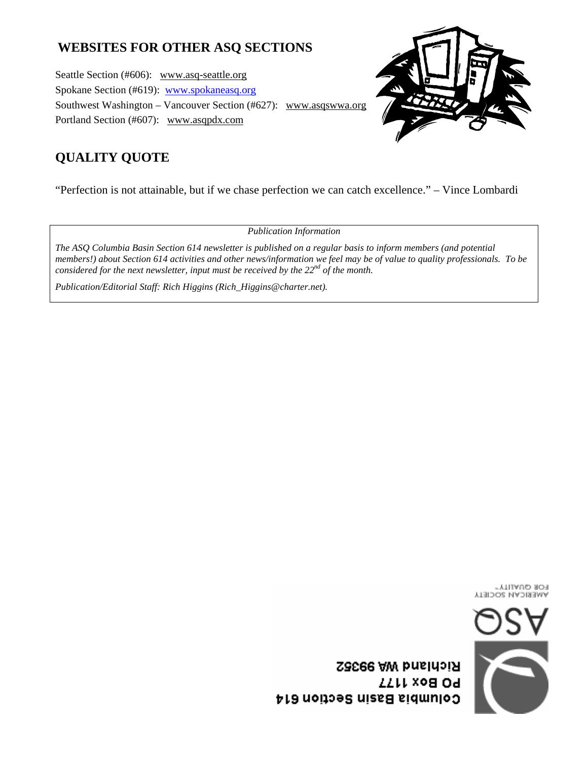## WEBSITES FOR OTHER ASQ SECTIONS

Seattle Section (#606): www.asq-seattle.org
Spokane Section (#619): www.spokaneasq.org
Southwest Washington – Vancouver Section (#627): www.asqswwa.org
Portland Section (#607): www.asqpdx.com

## QUALITY QUOTE

"Perfection is not attainable, but if we chase perfection we can catch excellence." – Vince Lombardi

*Publication Information*

*The ASQ Columbia Basin Section 614 newsletter is published on a regular basis to inform members (and potential members!) about Section 614 activities and other news/information we feel may be of value to quality professionals. To be considered for the next newsletter, input must be received by the 22nd of the month.*

*Publication/Editorial Staff: Rich Higgins (Rich_Higgins@charter.net).*

ASQ
AMERICAN SOCIETY FOR QUALITY

Columbia Basin Section 614
PO Box 1177
Richland WA 99352